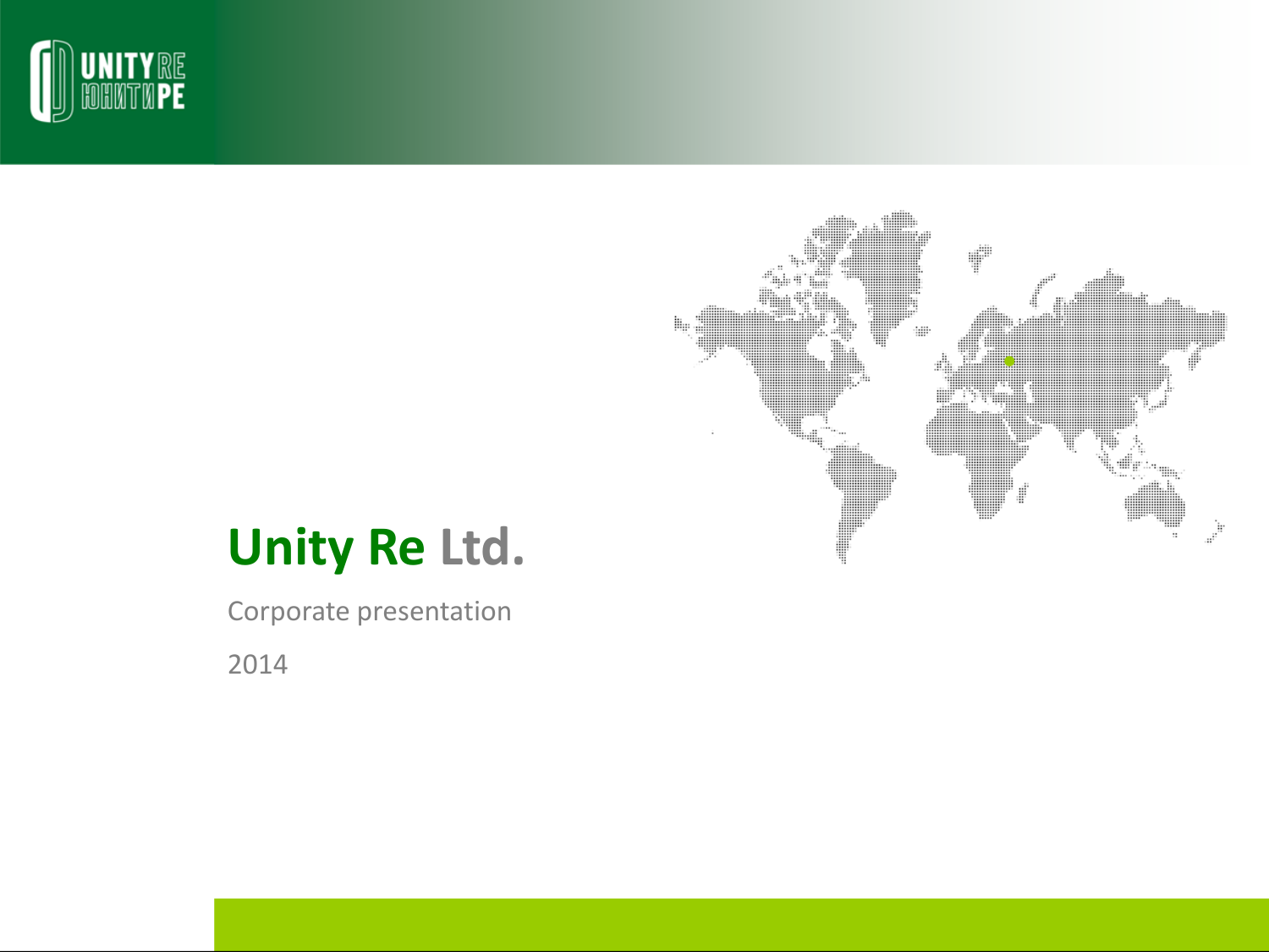# Unity Re Ltd.

Corporate presentation

2014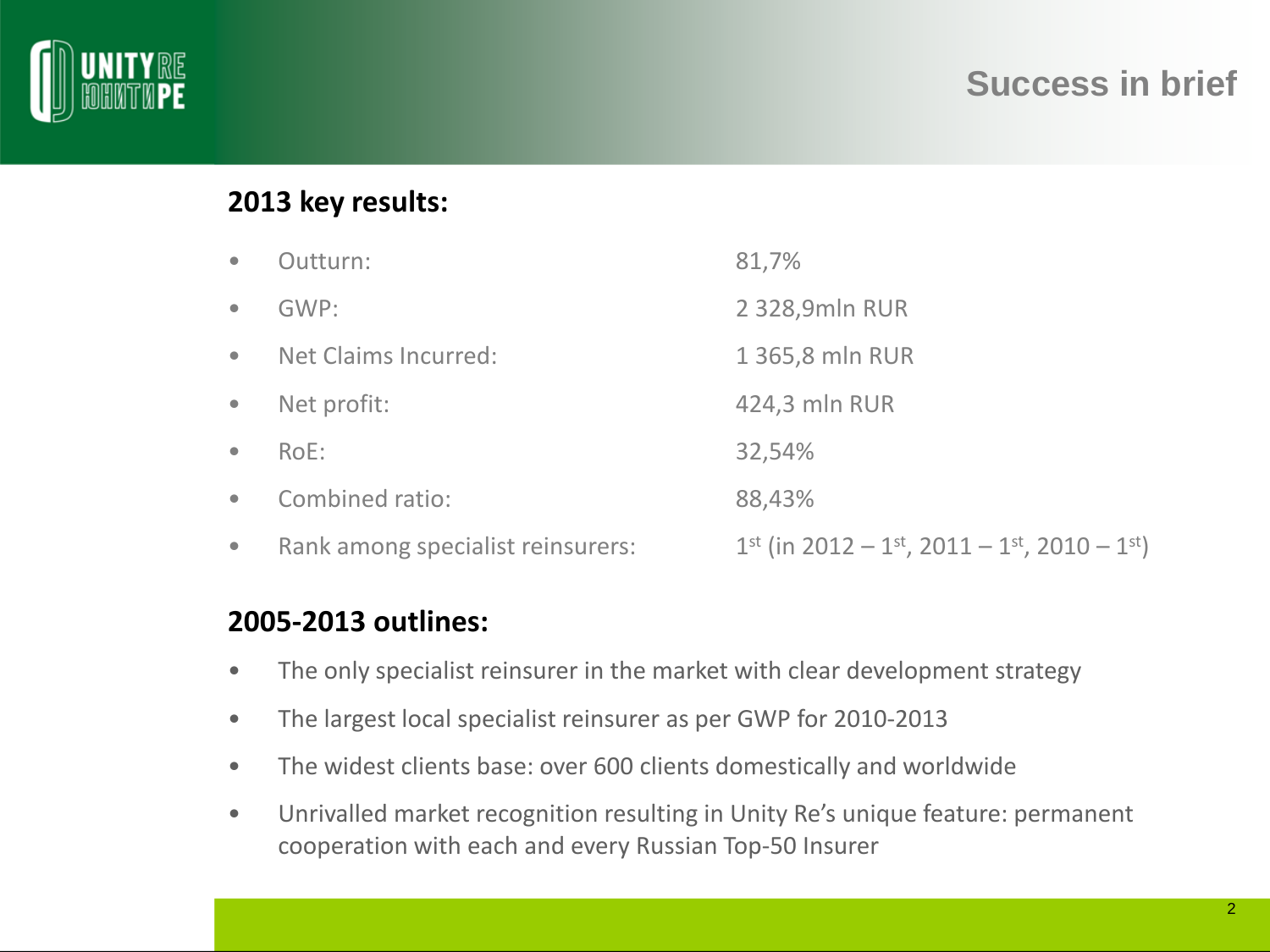# Success in brief

## 2013 key results:

- Outturn: 81,7%
- GWP: 2 328,9mln RUR
- Net Claims Incurred: 1 365,8 mln RUR
- Net profit: 424,3 mln RUR
- RoE: 32,54%
- Combined ratio: 88,43%
- Rank among specialist reinsurers: 1st (in 2012 – 1st, 2011 – 1st, 2010 – 1st)

## 2005-2013 outlines:

- The only specialist reinsurer in the market with clear development strategy
- The largest local specialist reinsurer as per GWP for 2010-2013
- The widest clients base: over 600 clients domestically and worldwide
- Unrivalled market recognition resulting in Unity Re's unique feature: permanent cooperation with each and every Russian Top-50 Insurer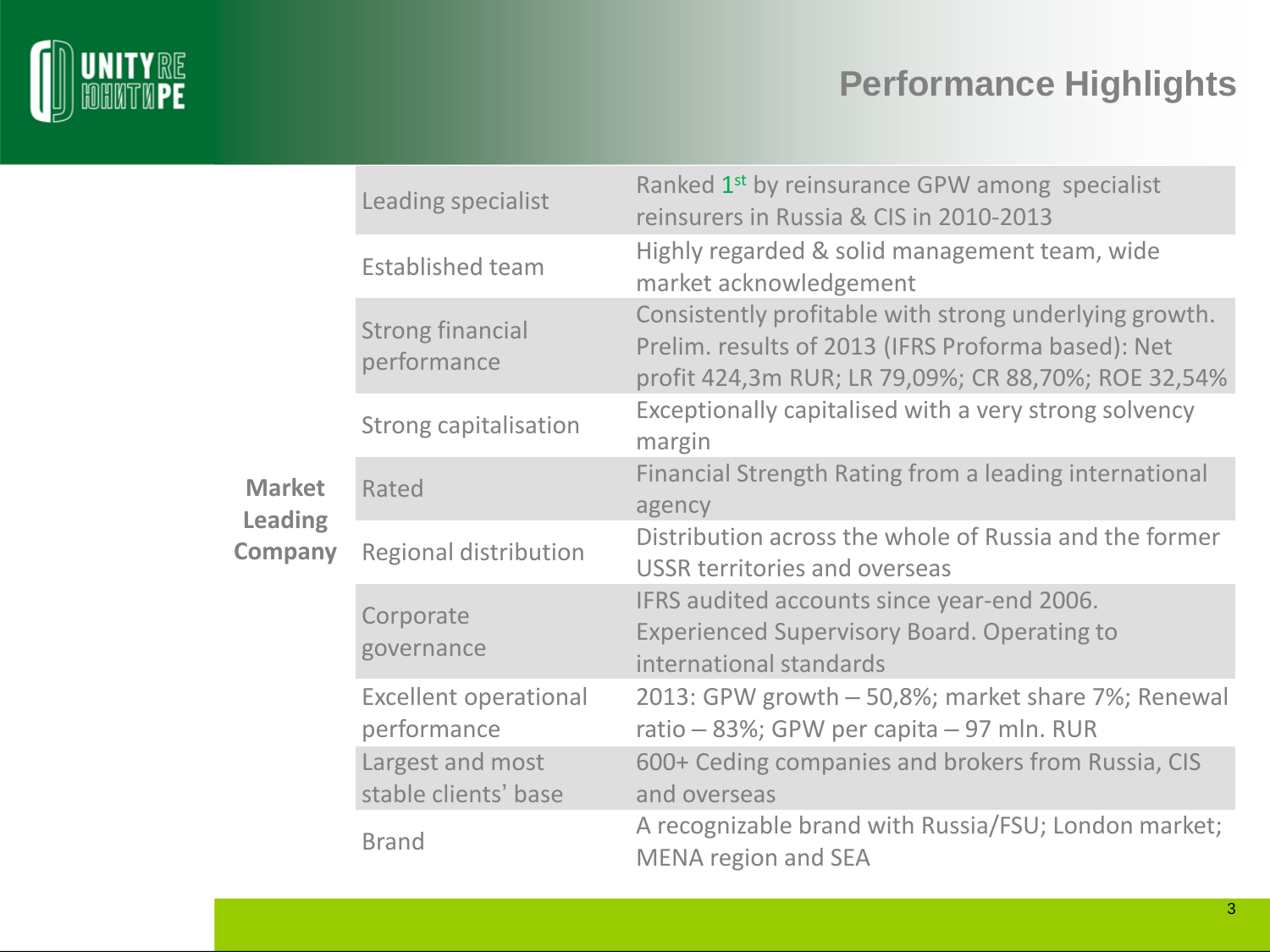# Performance Highlights

| | | |
|---|---|---|
| Market Leading Company | Leading specialist | Ranked 1st by reinsurance GPW among specialist reinsurers in Russia & CIS in 2010-2013 |
| | Established team | Highly regarded & solid management team, wide market acknowledgement |
| | Strong financial performance | Consistently profitable with strong underlying growth. Prelim. results of 2013 (IFRS Proforma based): Net profit 424,3m RUR; LR 79,09%; CR 88,70%; ROE 32,54% |
| | Strong capitalisation | Exceptionally capitalised with a very strong solvency margin |
| | Rated | Financial Strength Rating from a leading international agency |
| | Regional distribution | Distribution across the whole of Russia and the former USSR territories and overseas |
| | Corporate governance | IFRS audited accounts since year-end 2006. Experienced Supervisory Board. Operating to international standards |
| | Excellent operational performance | 2013: GPW growth – 50,8%; market share 7%; Renewal ratio – 83%; GPW per capita – 97 mln. RUR |
| | Largest and most stable clients' base | 600+ Ceding companies and brokers from Russia, CIS and overseas |
| | Brand | A recognizable brand with Russia/FSU; London market; MENA region and SEA |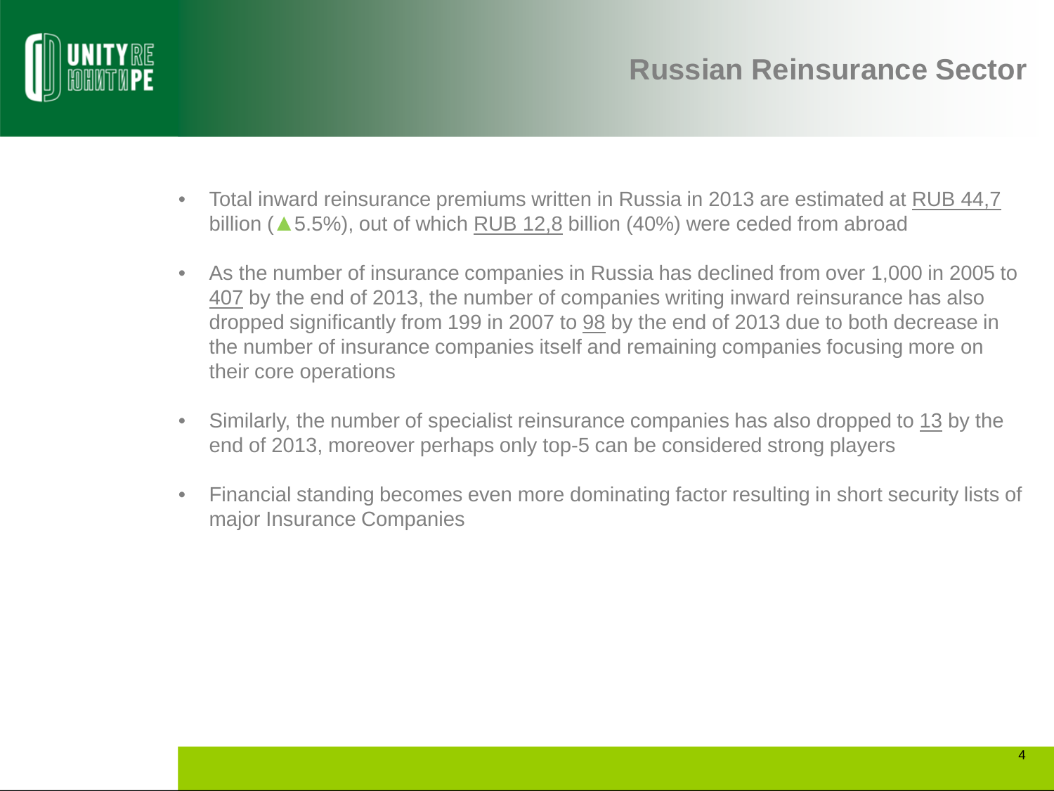# Russian Reinsurance Sector

- Total inward reinsurance premiums written in Russia in 2013 are estimated at RUB 44,7 billion (▲5.5%), out of which RUB 12,8 billion (40%) were ceded from abroad
- As the number of insurance companies in Russia has declined from over 1,000 in 2005 to 407 by the end of 2013, the number of companies writing inward reinsurance has also dropped significantly from 199 in 2007 to 98 by the end of 2013 due to both decrease in the number of insurance companies itself and remaining companies focusing more on their core operations
- Similarly, the number of specialist reinsurance companies has also dropped to 13 by the end of 2013, moreover perhaps only top-5 can be considered strong players
- Financial standing becomes even more dominating factor resulting in short security lists of major Insurance Companies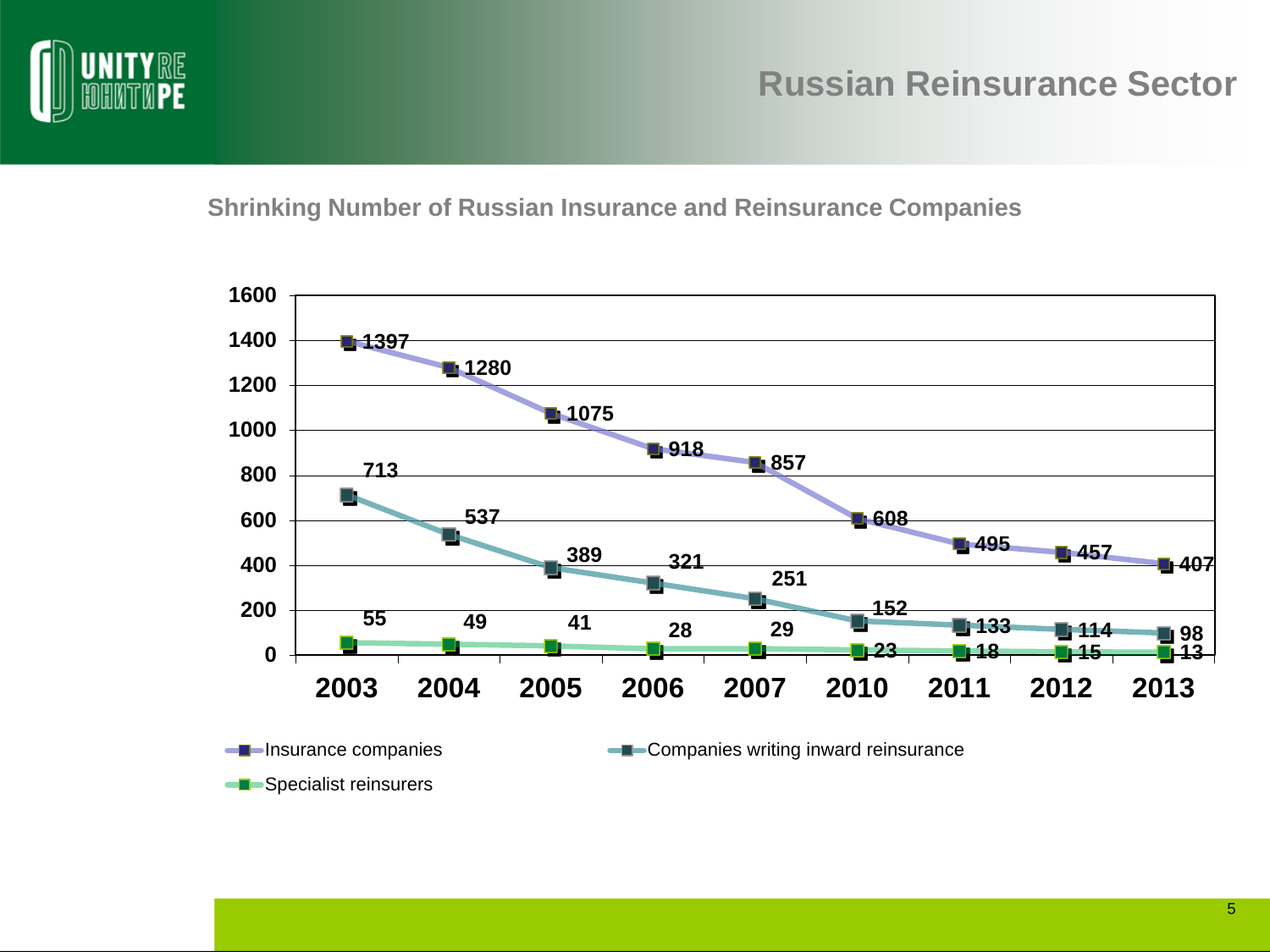# Russian Reinsurance Sector

## Shrinking Number of Russian Insurance and Reinsurance Companies

| | 2003 | 2004 | 2005 | 2006 | 2007 | 2010 | 2011 | 2012 | 2013 |
|---|---|---|---|---|---|---|---|---|---|
| Insurance companies | 1397 | 1280 | 1075 | 918 | 857 | 608 | 495 | 457 | 407 |
| Companies writing inward reinsurance | 713 | 537 | 389 | 321 | 251 | 152 | 133 | 114 | 98 |
| Specialist reinsurers | 55 | 49 | 41 | 28 | 29 | 23 | 18 | 15 | 13 |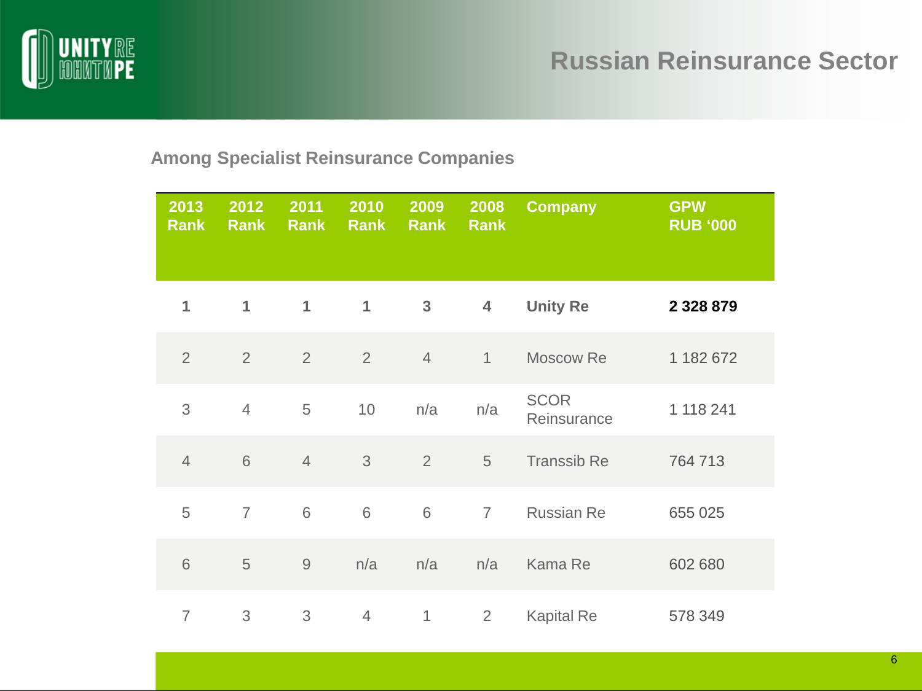# Russian Reinsurance Sector

## Among Specialist Reinsurance Companies

| 2013 Rank | 2012 Rank | 2011 Rank | 2010 Rank | 2009 Rank | 2008 Rank | Company | GPW RUB '000 |
|---|---|---|---|---|---|---|---|
| **1** | **1** | **1** | **1** | **3** | **4** | **Unity Re** | **2 328 879** |
| 2 | 2 | 2 | 2 | 4 | 1 | Moscow Re | 1 182 672 |
| 3 | 4 | 5 | 10 | n/a | n/a | SCOR Reinsurance | 1 118 241 |
| 4 | 6 | 4 | 3 | 2 | 5 | Transsib Re | 764 713 |
| 5 | 7 | 6 | 6 | 6 | 7 | Russian Re | 655 025 |
| 6 | 5 | 9 | n/a | n/a | n/a | Kama Re | 602 680 |
| 7 | 3 | 3 | 4 | 1 | 2 | Kapital Re | 578 349 |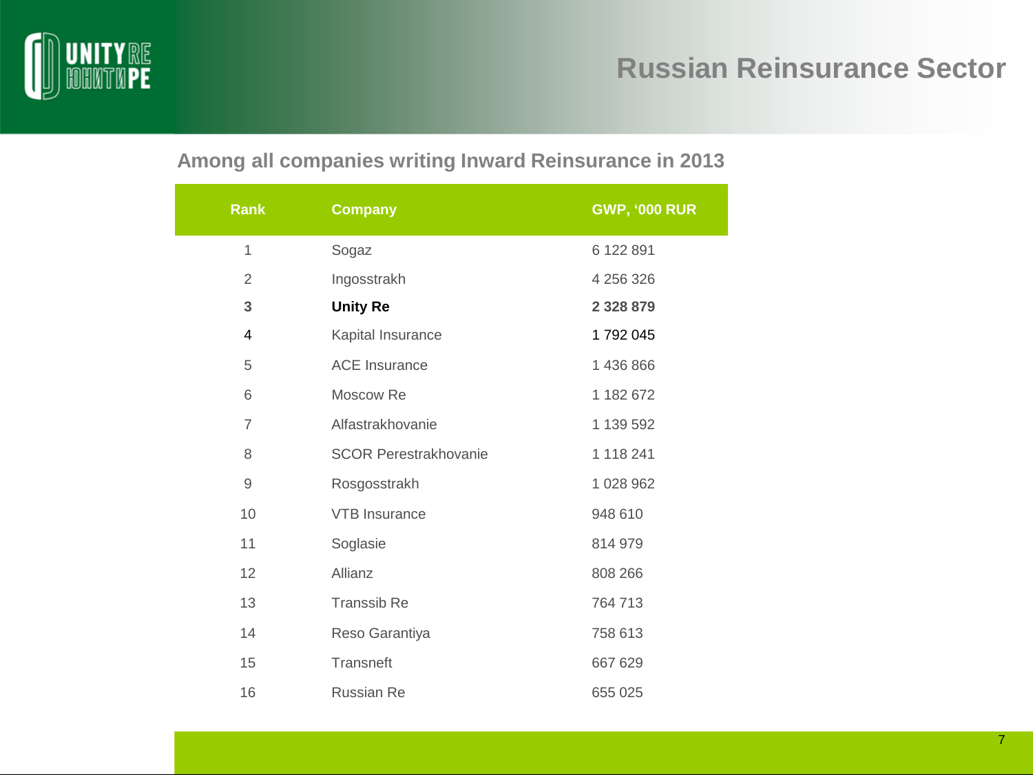# Russian Reinsurance Sector

## Among all companies writing Inward Reinsurance in 2013

| Rank | Company | GWP, '000 RUR |
|---|---|---|
| 1 | Sogaz | 6 122 891 |
| 2 | Ingosstrakh | 4 256 326 |
| **3** | **Unity Re** | **2 328 879** |
| 4 | Kapital Insurance | 1 792 045 |
| 5 | ACE Insurance | 1 436 866 |
| 6 | Moscow Re | 1 182 672 |
| 7 | Alfastrakhovanie | 1 139 592 |
| 8 | SCOR Perestrakhovanie | 1 118 241 |
| 9 | Rosgosstrakh | 1 028 962 |
| 10 | VTB Insurance | 948 610 |
| 11 | Soglasie | 814 979 |
| 12 | Allianz | 808 266 |
| 13 | Transsib Re | 764 713 |
| 14 | Reso Garantiya | 758 613 |
| 15 | Transneft | 667 629 |
| 16 | Russian Re | 655 025 |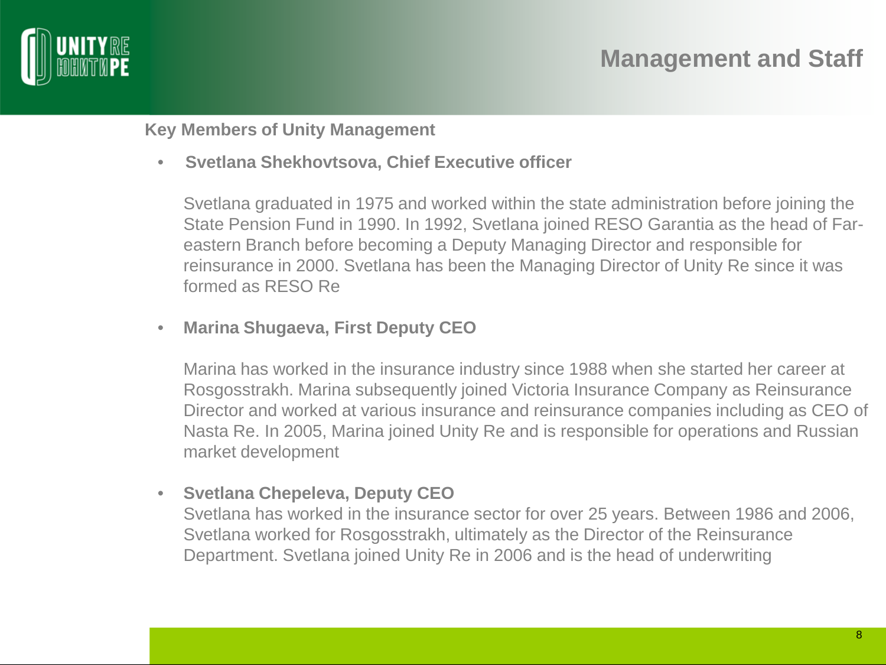# Management and Staff

## Key Members of Unity Management

- **Svetlana Shekhovtsova, Chief Executive officer**

  Svetlana graduated in 1975 and worked within the state administration before joining the State Pension Fund in 1990. In 1992, Svetlana joined RESO Garantia as the head of Far-eastern Branch before becoming a Deputy Managing Director and responsible for reinsurance in 2000. Svetlana has been the Managing Director of Unity Re since it was formed as RESO Re

- **Marina Shugaeva, First Deputy CEO**

  Marina has worked in the insurance industry since 1988 when she started her career at Rosgosstrakh. Marina subsequently joined Victoria Insurance Company as Reinsurance Director and worked at various insurance and reinsurance companies including as CEO of Nasta Re. In 2005, Marina joined Unity Re and is responsible for operations and Russian market development

- **Svetlana Chepeleva, Deputy CEO**

  Svetlana has worked in the insurance sector for over 25 years. Between 1986 and 2006, Svetlana worked for Rosgosstrakh, ultimately as the Director of the Reinsurance Department. Svetlana joined Unity Re in 2006 and is the head of underwriting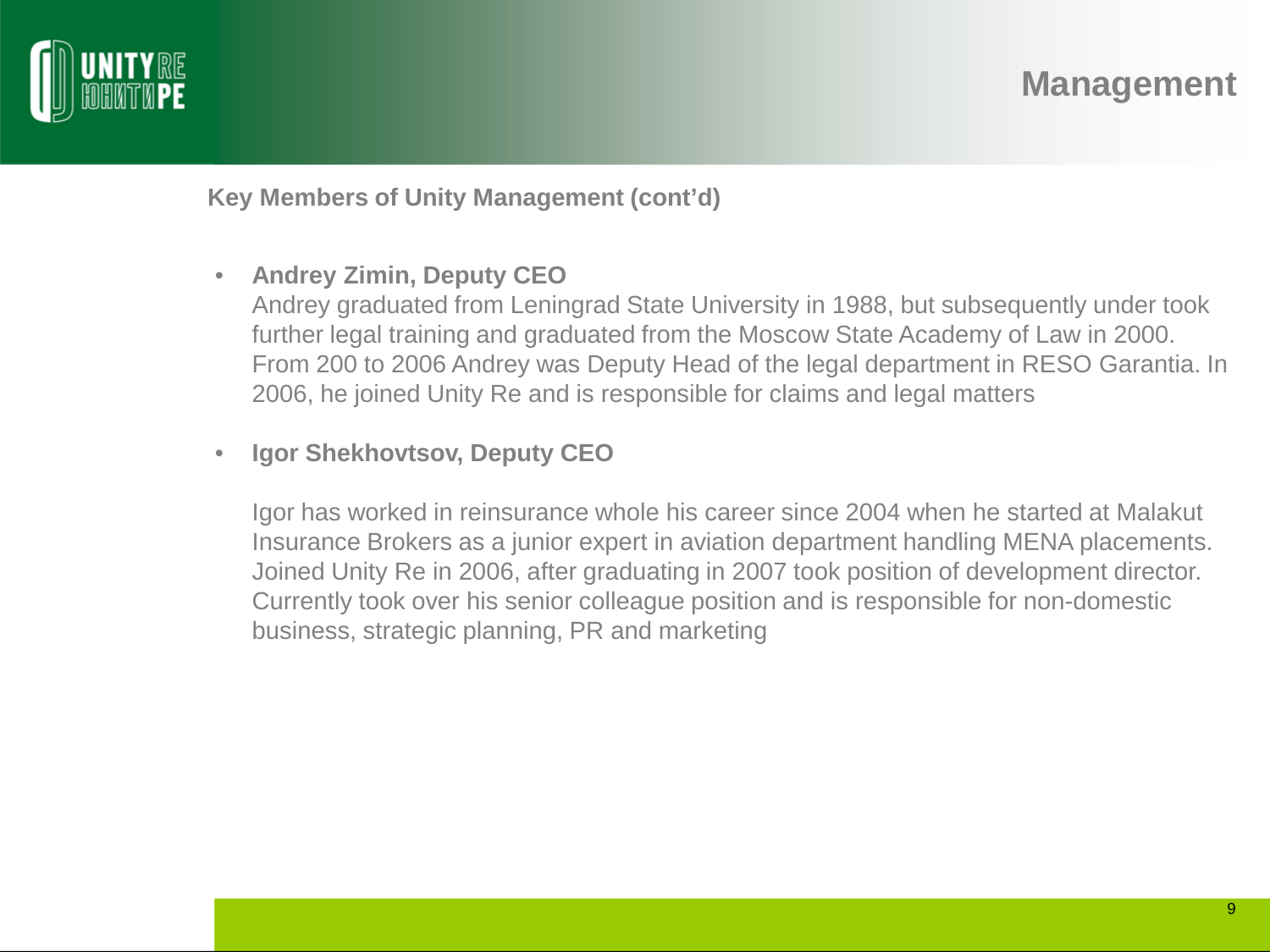# Management

**Key Members of Unity Management (cont'd)**

- **Andrey Zimin, Deputy CEO**
  Andrey graduated from Leningrad State University in 1988, but subsequently under took further legal training and graduated from the Moscow State Academy of Law in 2000. From 200 to 2006 Andrey was Deputy Head of the legal department in RESO Garantia. In 2006, he joined Unity Re and is responsible for claims and legal matters

- **Igor Shekhovtsov, Deputy CEO**

  Igor has worked in reinsurance whole his career since 2004 when he started at Malakut Insurance Brokers as a junior expert in aviation department handling MENA placements. Joined Unity Re in 2006, after graduating in 2007 took position of development director. Currently took over his senior colleague position and is responsible for non-domestic business, strategic planning, PR and marketing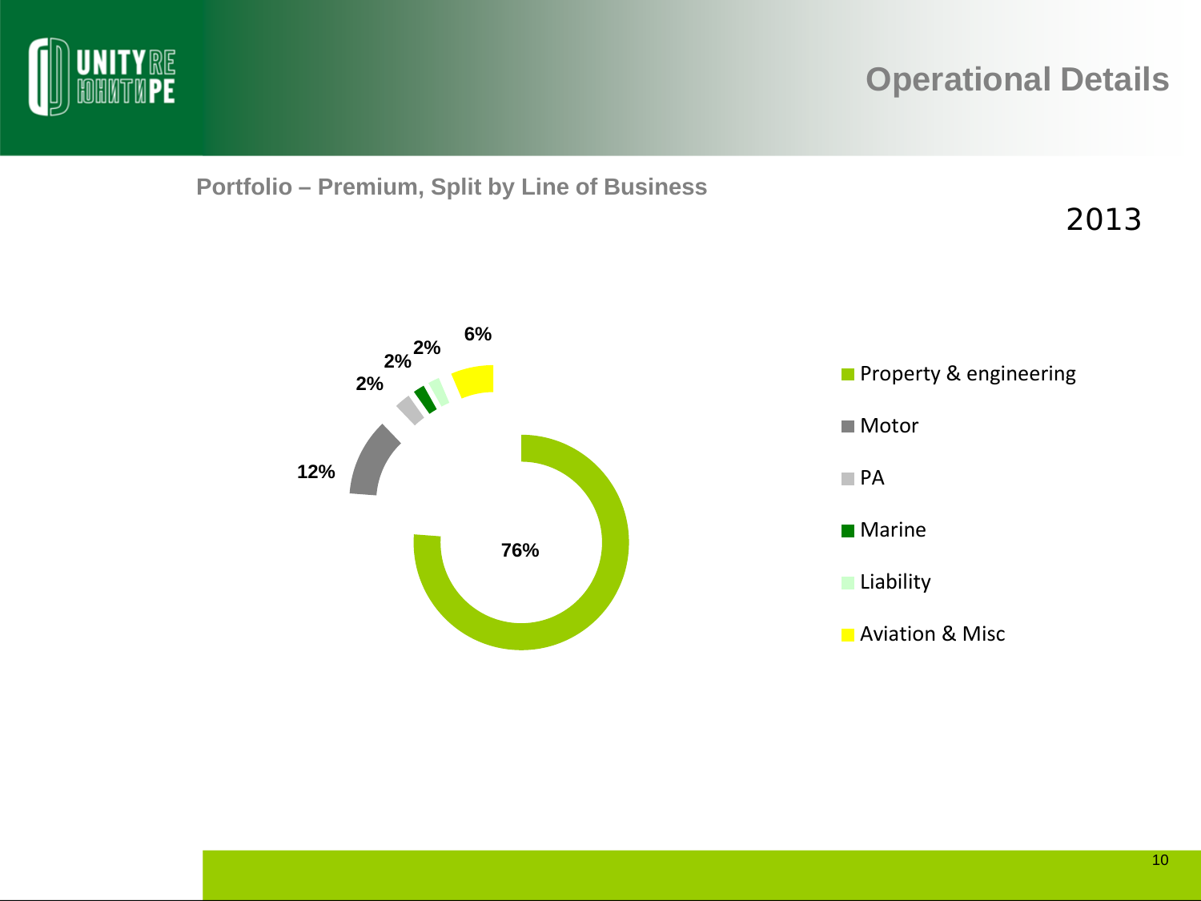# Operational Details

## Portfolio – Premium, Split by Line of Business

2013

| Line of Business | Share |
|---|---|
| Property & engineering | 76% |
| Motor | 12% |
| PA | 2% |
| Marine | 2% |
| Liability | 2% |
| Aviation & Misc | 6% |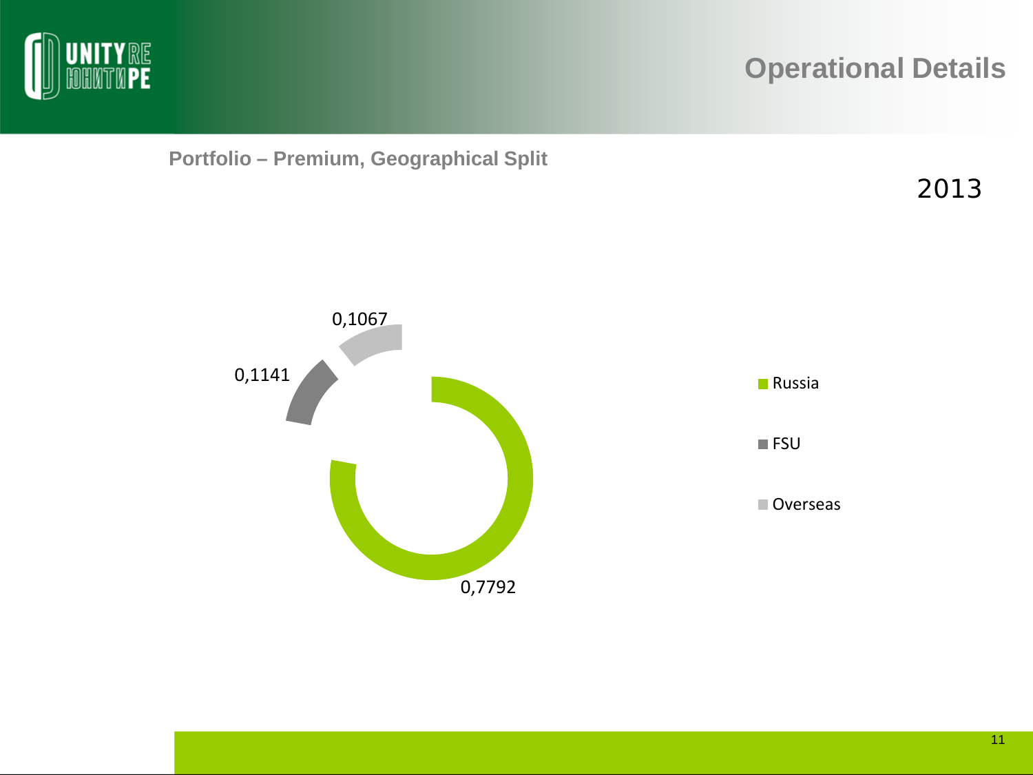# Operational Details

## Portfolio – Premium, Geographical Split

2013

| Region | Share |
| --- | --- |
| Russia | 0,7792 |
| FSU | 0,1141 |
| Overseas | 0,1067 |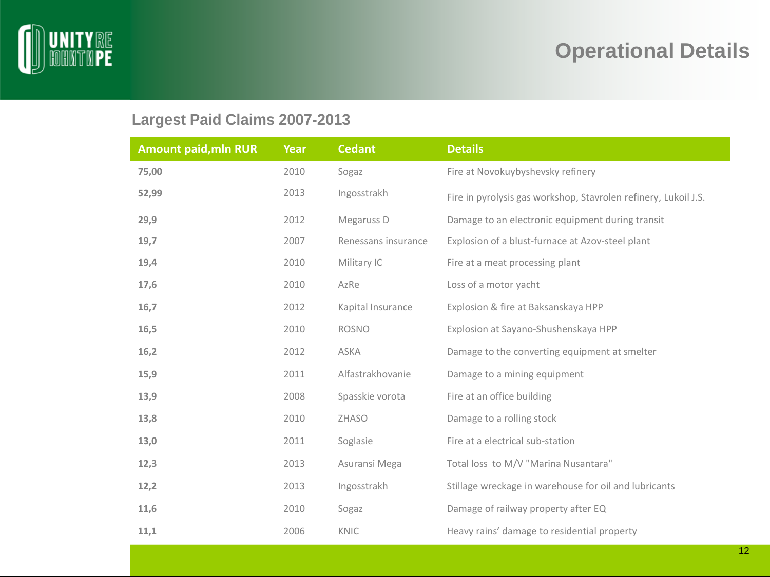# Operational Details

## Largest Paid Claims 2007-2013

| Amount paid,mln RUR | Year | Cedant | Details |
|---|---|---|---|
| **75,00** | 2010 | Sogaz | Fire at Novokuybyshevsky refinery |
| **52,99** | 2013 | Ingosstrakh | Fire in pyrolysis gas workshop, Stavrolen refinery, Lukoil J.S. |
| **29,9** | 2012 | Megaruss D | Damage to an electronic equipment during transit |
| **19,7** | 2007 | Renessans insurance | Explosion of a blust-furnace at Azov-steel plant |
| **19,4** | 2010 | Military IC | Fire at a meat processing plant |
| **17,6** | 2010 | AzRe | Loss of a motor yacht |
| **16,7** | 2012 | Kapital Insurance | Explosion & fire at Baksanskaya HPP |
| **16,5** | 2010 | ROSNO | Explosion at Sayano-Shushenskaya HPP |
| **16,2** | 2012 | ASKA | Damage to the converting equipment at smelter |
| **15,9** | 2011 | Alfastrakhovanie | Damage to a mining equipment |
| **13,9** | 2008 | Spasskie vorota | Fire at an office building |
| **13,8** | 2010 | ZHASO | Damage to a rolling stock |
| **13,0** | 2011 | Soglasie | Fire at a electrical sub-station |
| **12,3** | 2013 | Asuransi Mega | Total loss to M/V "Marina Nusantara" |
| **12,2** | 2013 | Ingosstrakh | Stillage wreckage in warehouse for oil and lubricants |
| **11,6** | 2010 | Sogaz | Damage of railway property after EQ |
| **11,1** | 2006 | KNIC | Heavy rains' damage to residential property |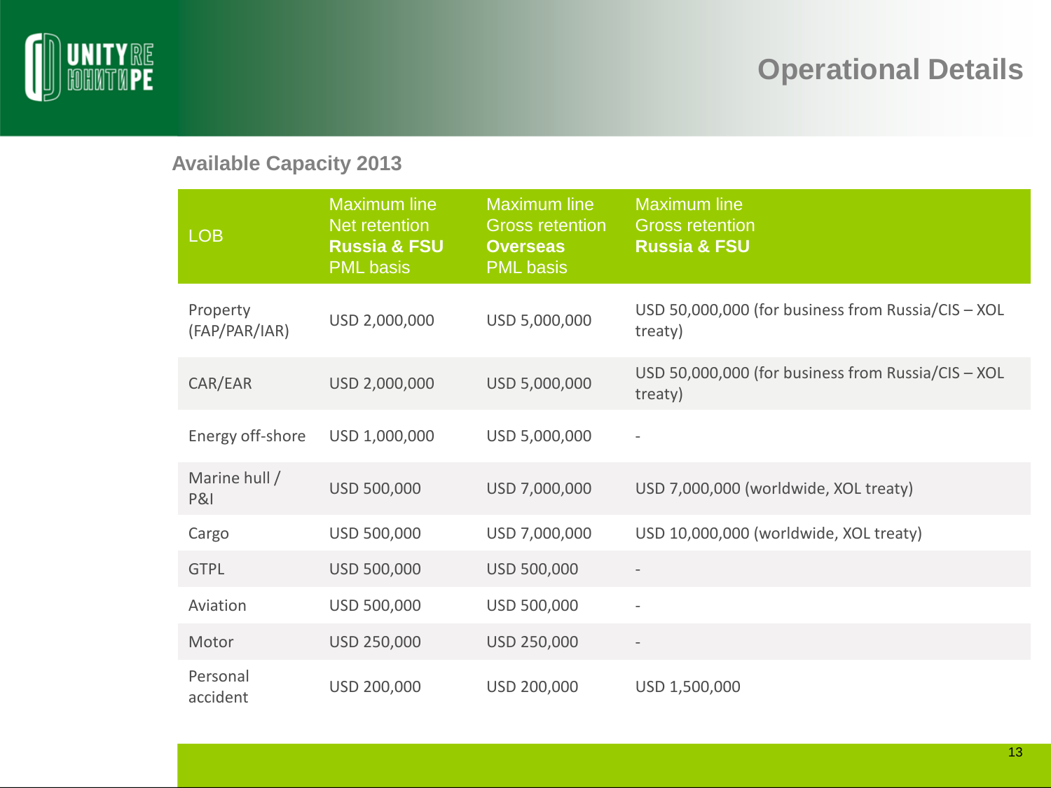# Operational Details

## Available Capacity 2013

| LOB | Maximum line Net retention **Russia & FSU** PML basis | Maximum line Gross retention **Overseas** PML basis | Maximum line Gross retention **Russia & FSU** |
|---|---|---|---|
| Property (FAP/PAR/IAR) | USD 2,000,000 | USD 5,000,000 | USD 50,000,000 (for business from Russia/CIS – XOL treaty) |
| CAR/EAR | USD 2,000,000 | USD 5,000,000 | USD 50,000,000 (for business from Russia/CIS – XOL treaty) |
| Energy off-shore | USD 1,000,000 | USD 5,000,000 | - |
| Marine hull / P&I | USD 500,000 | USD 7,000,000 | USD 7,000,000 (worldwide, XOL treaty) |
| Cargo | USD 500,000 | USD 7,000,000 | USD 10,000,000 (worldwide, XOL treaty) |
| GTPL | USD 500,000 | USD 500,000 | - |
| Aviation | USD 500,000 | USD 500,000 | - |
| Motor | USD 250,000 | USD 250,000 | - |
| Personal accident | USD 200,000 | USD 200,000 | USD 1,500,000 |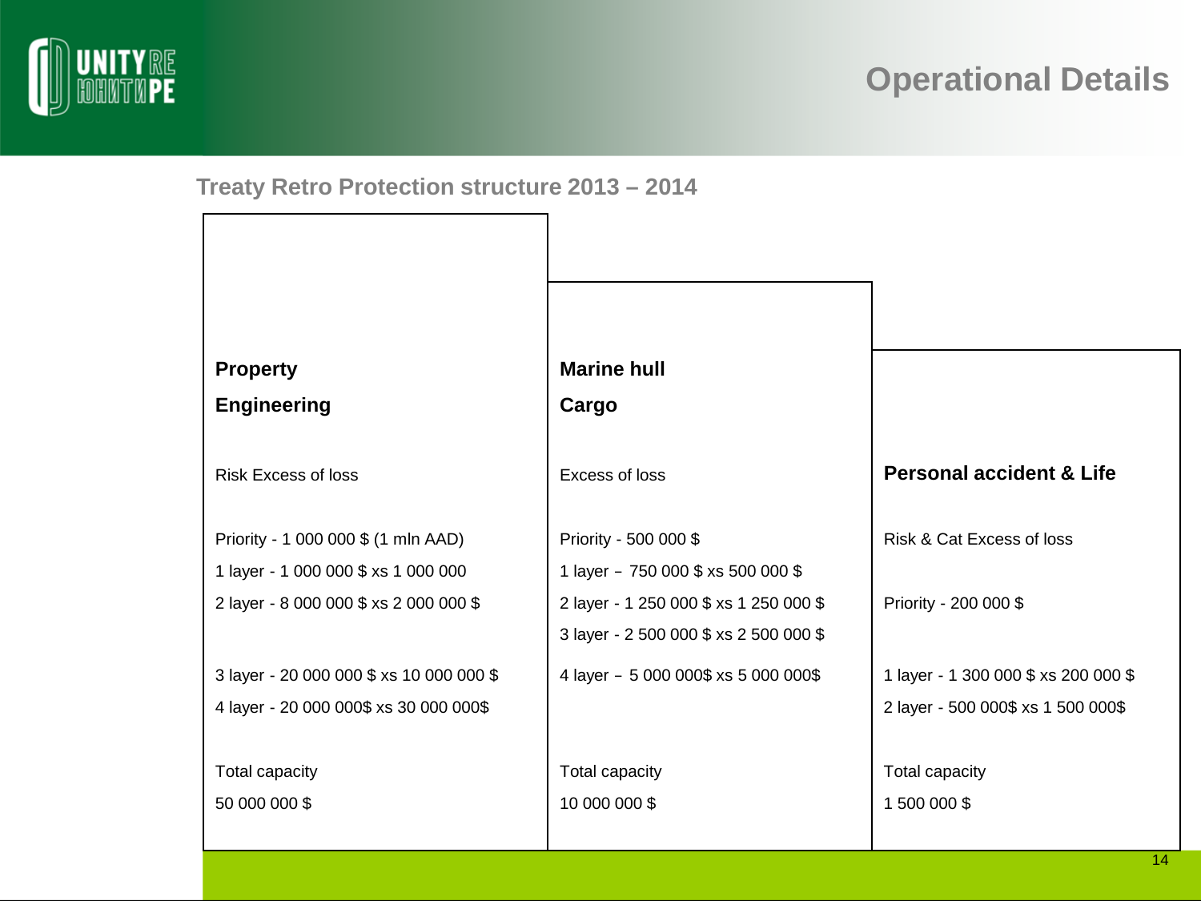# Operational Details

## Treaty Retro Protection structure 2013 – 2014

**Property**

**Engineering**

Risk Excess of loss

Priority - 1 000 000 $ (1 mln AAD)

1 layer - 1 000 000 $ xs 1 000 000

2 layer - 8 000 000 $ xs 2 000 000 $

3 layer - 20 000 000 $ xs 10 000 000 $

4 layer - 20 000 000$ xs 30 000 000$

Total capacity

50 000 000 $

**Marine hull**

**Cargo**

Excess of loss

Priority - 500 000 $

1 layer – 750 000 $ xs 500 000 $

2 layer - 1 250 000 $ xs 1 250 000 $

3 layer - 2 500 000 $ xs 2 500 000 $

4 layer – 5 000 000$ xs 5 000 000$

Total capacity

10 000 000 $

**Personal accident & Life**

Risk & Cat Excess of loss

Priority - 200 000 $

1 layer - 1 300 000 $ xs 200 000 $

2 layer - 500 000$ xs 1 500 000$

Total capacity

1 500 000 $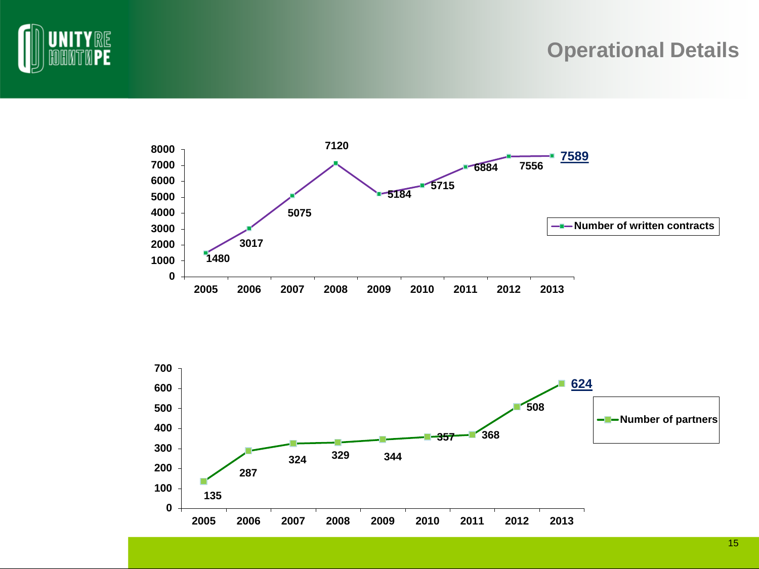# Operational Details

| Year | Number of written contracts |
|---|---|
| 2005 | 1480 |
| 2006 | 3017 |
| 2007 | 5075 |
| 2008 | 7120 |
| 2009 | 5184 |
| 2010 | 5715 |
| 2011 | 6884 |
| 2012 | 7556 |
| 2013 | 7589 |

| Year | Number of partners |
|---|---|
| 2005 | 135 |
| 2006 | 287 |
| 2007 | 324 |
| 2008 | 329 |
| 2009 | 344 |
| 2010 | 357 |
| 2011 | 368 |
| 2012 | 508 |
| 2013 | 624 |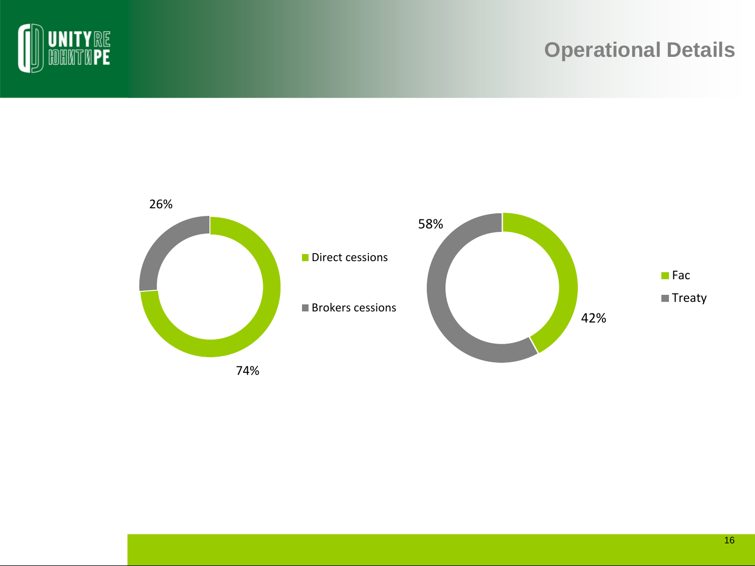# Operational Details

26%

74%

- Direct cessions
- Brokers cessions

58%

42%

- Fac
- Treaty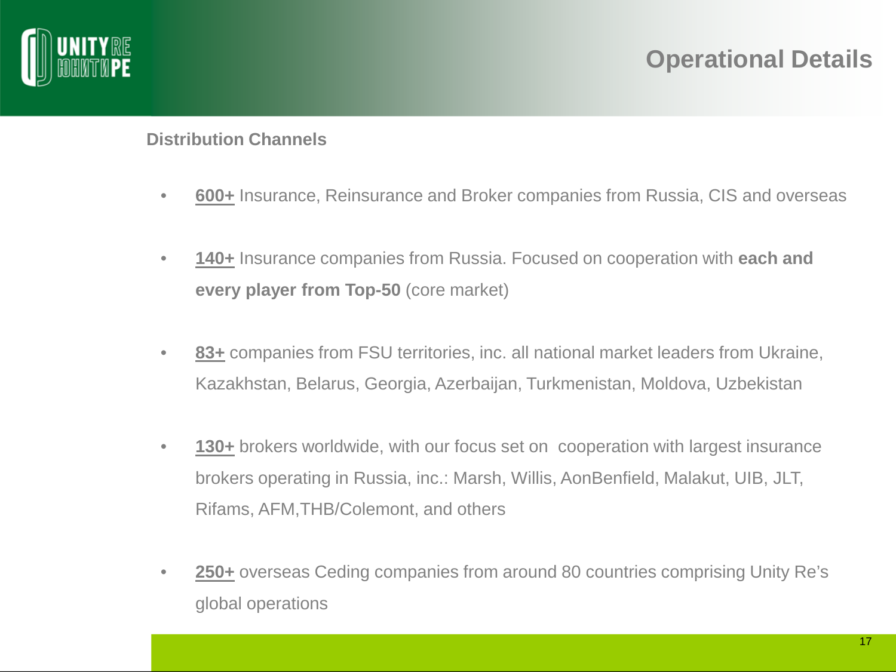# Operational Details

## Distribution Channels

- **600+** Insurance, Reinsurance and Broker companies from Russia, CIS and overseas
- **140+** Insurance companies from Russia. Focused on cooperation with **each and every player from Top-50** (core market)
- **83+** companies from FSU territories, inc. all national market leaders from Ukraine, Kazakhstan, Belarus, Georgia, Azerbaijan, Turkmenistan, Moldova, Uzbekistan
- **130+** brokers worldwide, with our focus set on cooperation with largest insurance brokers operating in Russia, inc.: Marsh, Willis, AonBenfield, Malakut, UIB, JLT, Rifams, AFM,THB/Colemont, and others
- **250+** overseas Ceding companies from around 80 countries comprising Unity Re's global operations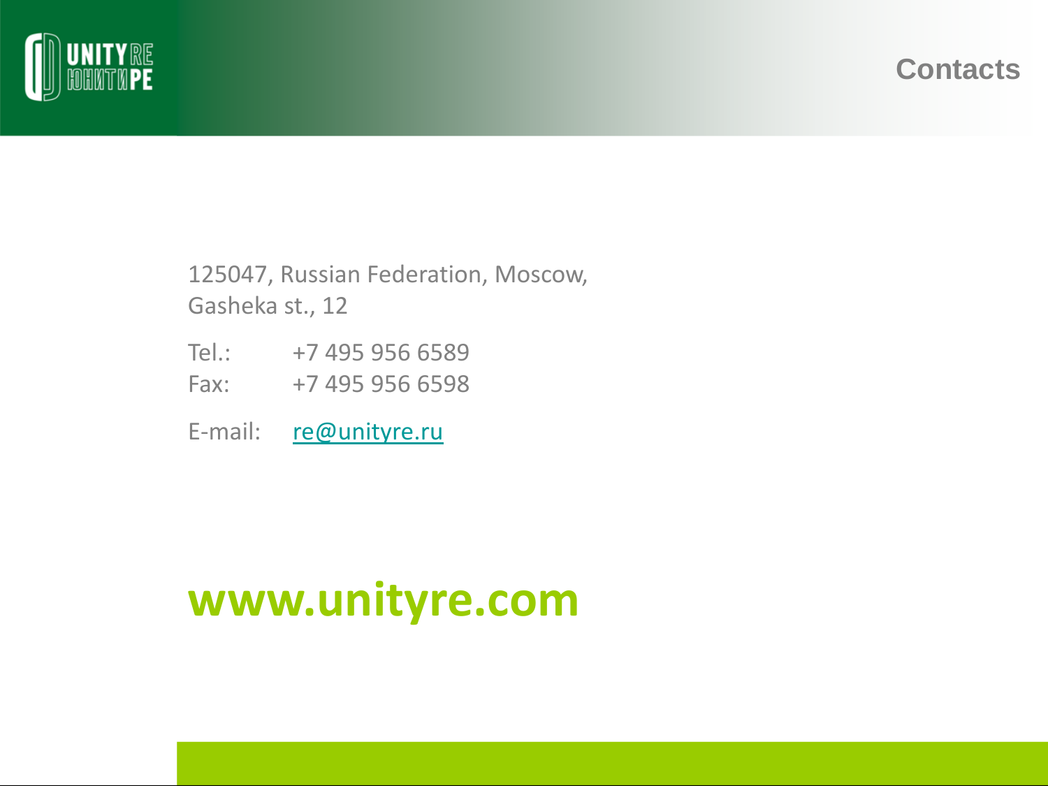# Contacts

125047, Russian Federation, Moscow,
Gasheka st., 12

Tel.: +7 495 956 6589
Fax: +7 495 956 6598

E-mail: re@unityre.ru

**www.unityre.com**